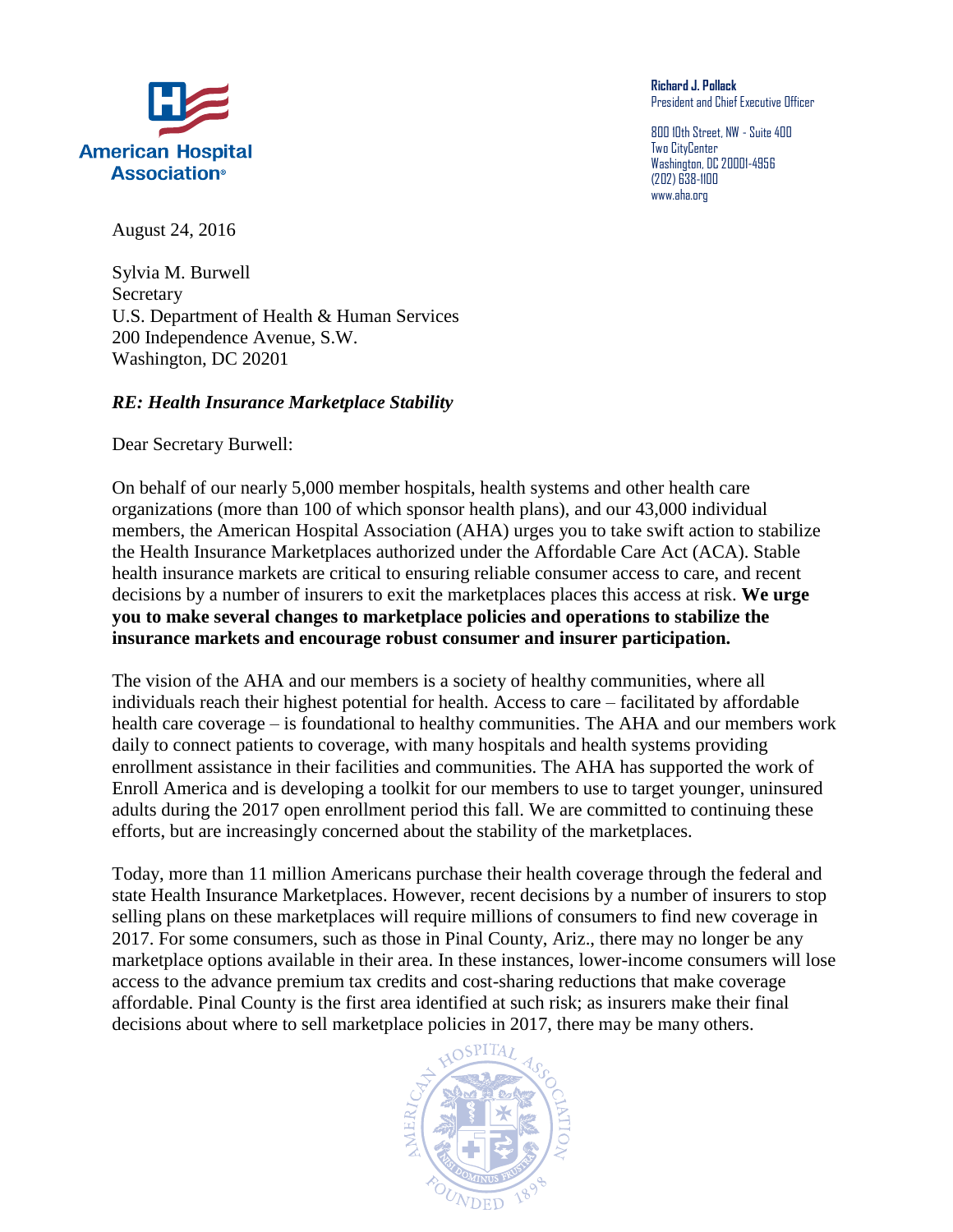**American Hospital Association**

**Richard J. Pollack**
President and Chief Executive Officer

800 10th Street, NW - Suite 400
Two CityCenter
Washington, DC 20001-4956
(202) 638-1100
www.aha.org

August 24, 2016

Sylvia M. Burwell
Secretary
U.S. Department of Health & Human Services
200 Independence Avenue, S.W.
Washington, DC 20201

***RE: Health Insurance Marketplace Stability***

Dear Secretary Burwell:

On behalf of our nearly 5,000 member hospitals, health systems and other health care organizations (more than 100 of which sponsor health plans), and our 43,000 individual members, the American Hospital Association (AHA) urges you to take swift action to stabilize the Health Insurance Marketplaces authorized under the Affordable Care Act (ACA). Stable health insurance markets are critical to ensuring reliable consumer access to care, and recent decisions by a number of insurers to exit the marketplaces places this access at risk. **We urge you to make several changes to marketplace policies and operations to stabilize the insurance markets and encourage robust consumer and insurer participation.**

The vision of the AHA and our members is a society of healthy communities, where all individuals reach their highest potential for health. Access to care – facilitated by affordable health care coverage – is foundational to healthy communities. The AHA and our members work daily to connect patients to coverage, with many hospitals and health systems providing enrollment assistance in their facilities and communities. The AHA has supported the work of Enroll America and is developing a toolkit for our members to use to target younger, uninsured adults during the 2017 open enrollment period this fall. We are committed to continuing these efforts, but are increasingly concerned about the stability of the marketplaces.

Today, more than 11 million Americans purchase their health coverage through the federal and state Health Insurance Marketplaces. However, recent decisions by a number of insurers to stop selling plans on these marketplaces will require millions of consumers to find new coverage in 2017. For some consumers, such as those in Pinal County, Ariz., there may no longer be any marketplace options available in their area. In these instances, lower-income consumers will lose access to the advance premium tax credits and cost-sharing reductions that make coverage affordable. Pinal County is the first area identified at such risk; as insurers make their final decisions about where to sell marketplace policies in 2017, there may be many others.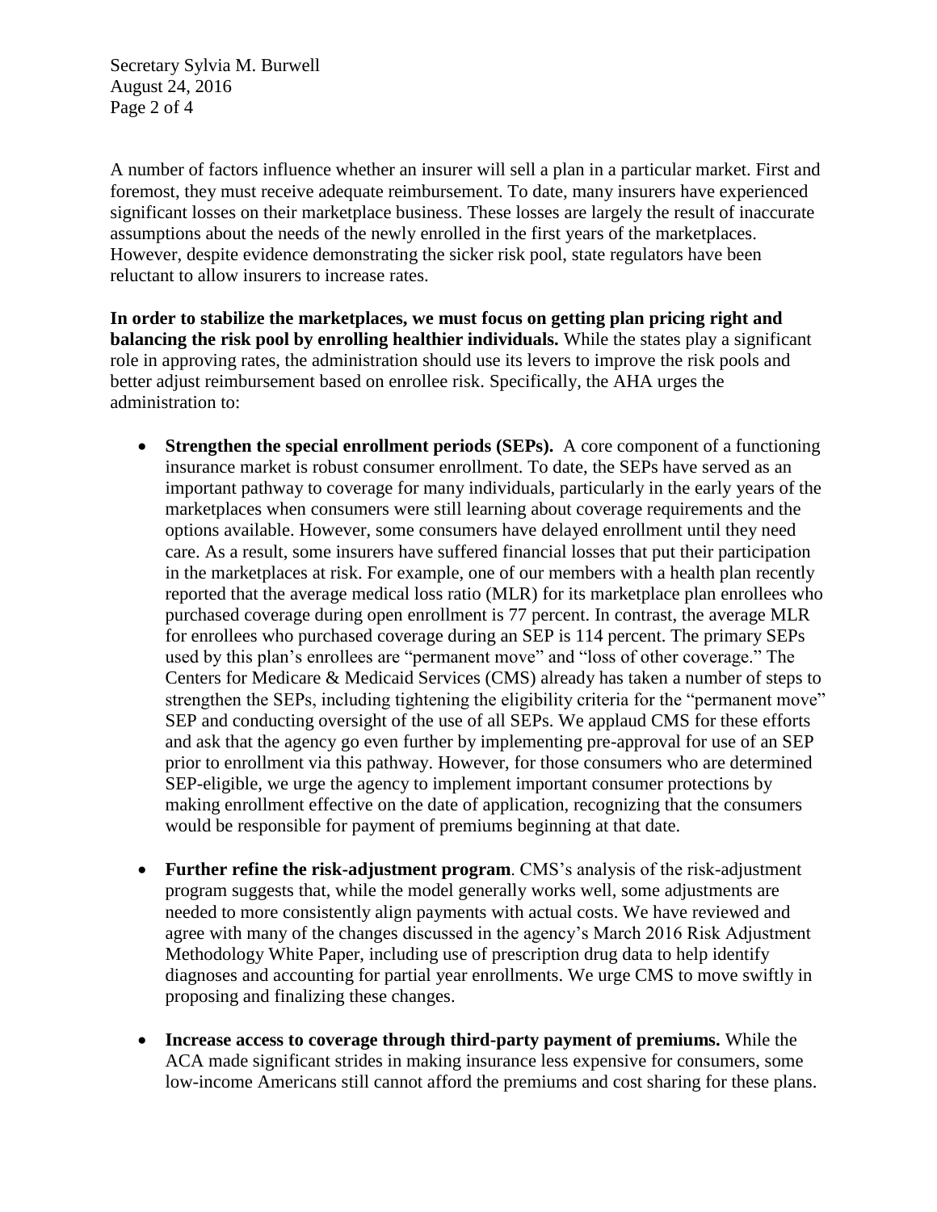A number of factors influence whether an insurer will sell a plan in a particular market. First and foremost, they must receive adequate reimbursement. To date, many insurers have experienced significant losses on their marketplace business. These losses are largely the result of inaccurate assumptions about the needs of the newly enrolled in the first years of the marketplaces. However, despite evidence demonstrating the sicker risk pool, state regulators have been reluctant to allow insurers to increase rates.

**In order to stabilize the marketplaces, we must focus on getting plan pricing right and balancing the risk pool by enrolling healthier individuals.** While the states play a significant role in approving rates, the administration should use its levers to improve the risk pools and better adjust reimbursement based on enrollee risk. Specifically, the AHA urges the administration to:

- **Strengthen the special enrollment periods (SEPs).** A core component of a functioning insurance market is robust consumer enrollment. To date, the SEPs have served as an important pathway to coverage for many individuals, particularly in the early years of the marketplaces when consumers were still learning about coverage requirements and the options available. However, some consumers have delayed enrollment until they need care. As a result, some insurers have suffered financial losses that put their participation in the marketplaces at risk. For example, one of our members with a health plan recently reported that the average medical loss ratio (MLR) for its marketplace plan enrollees who purchased coverage during open enrollment is 77 percent. In contrast, the average MLR for enrollees who purchased coverage during an SEP is 114 percent. The primary SEPs used by this plan's enrollees are "permanent move" and "loss of other coverage." The Centers for Medicare & Medicaid Services (CMS) already has taken a number of steps to strengthen the SEPs, including tightening the eligibility criteria for the "permanent move" SEP and conducting oversight of the use of all SEPs. We applaud CMS for these efforts and ask that the agency go even further by implementing pre-approval for use of an SEP prior to enrollment via this pathway. However, for those consumers who are determined SEP-eligible, we urge the agency to implement important consumer protections by making enrollment effective on the date of application, recognizing that the consumers would be responsible for payment of premiums beginning at that date.

- **Further refine the risk-adjustment program**. CMS's analysis of the risk-adjustment program suggests that, while the model generally works well, some adjustments are needed to more consistently align payments with actual costs. We have reviewed and agree with many of the changes discussed in the agency's March 2016 Risk Adjustment Methodology White Paper, including use of prescription drug data to help identify diagnoses and accounting for partial year enrollments. We urge CMS to move swiftly in proposing and finalizing these changes.

- **Increase access to coverage through third-party payment of premiums.** While the ACA made significant strides in making insurance less expensive for consumers, some low-income Americans still cannot afford the premiums and cost sharing for these plans.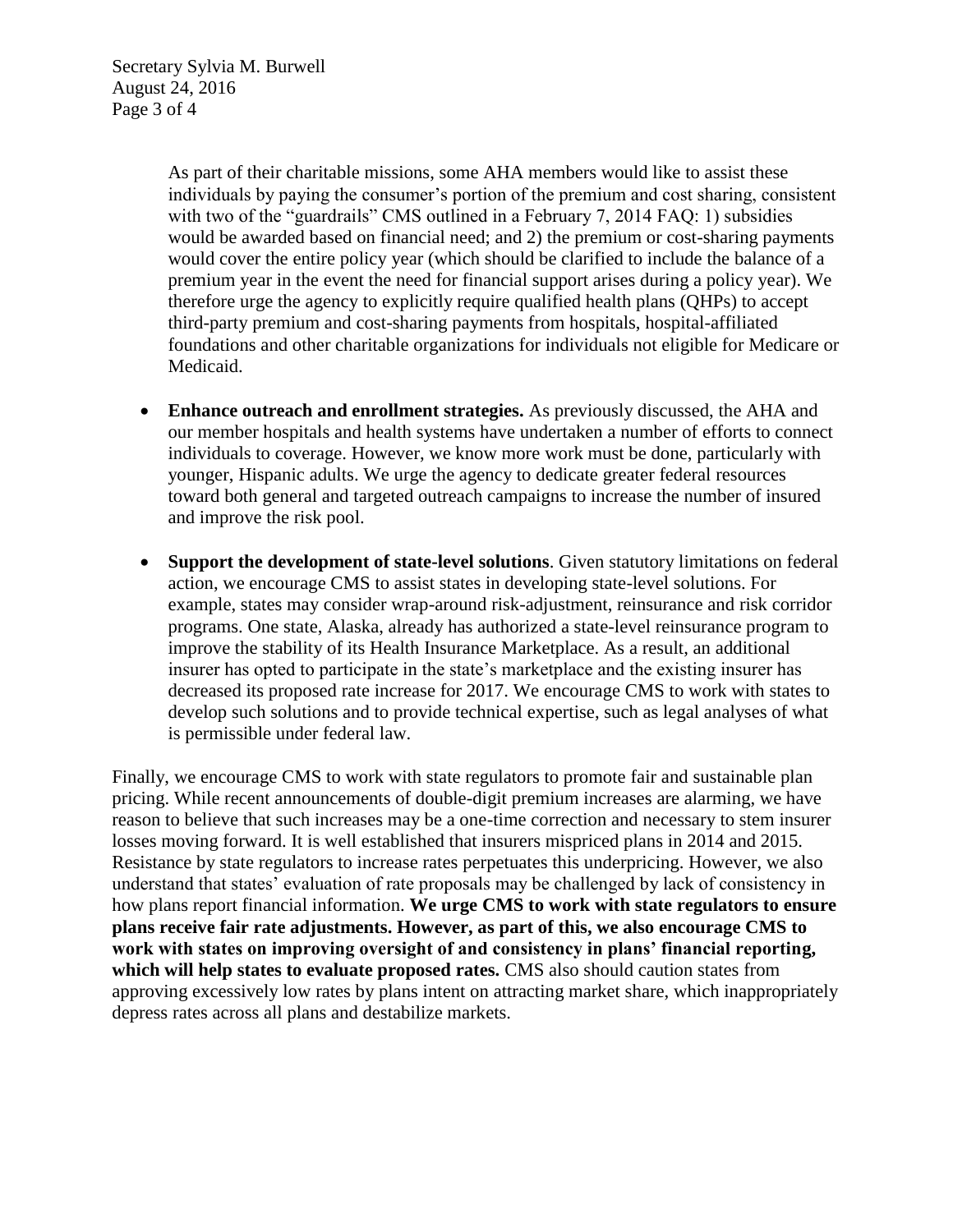As part of their charitable missions, some AHA members would like to assist these individuals by paying the consumer's portion of the premium and cost sharing, consistent with two of the "guardrails" CMS outlined in a February 7, 2014 FAQ: 1) subsidies would be awarded based on financial need; and 2) the premium or cost-sharing payments would cover the entire policy year (which should be clarified to include the balance of a premium year in the event the need for financial support arises during a policy year). We therefore urge the agency to explicitly require qualified health plans (QHPs) to accept third-party premium and cost-sharing payments from hospitals, hospital-affiliated foundations and other charitable organizations for individuals not eligible for Medicare or Medicaid.

- **Enhance outreach and enrollment strategies.** As previously discussed, the AHA and our member hospitals and health systems have undertaken a number of efforts to connect individuals to coverage. However, we know more work must be done, particularly with younger, Hispanic adults. We urge the agency to dedicate greater federal resources toward both general and targeted outreach campaigns to increase the number of insured and improve the risk pool.

- **Support the development of state-level solutions**. Given statutory limitations on federal action, we encourage CMS to assist states in developing state-level solutions. For example, states may consider wrap-around risk-adjustment, reinsurance and risk corridor programs. One state, Alaska, already has authorized a state-level reinsurance program to improve the stability of its Health Insurance Marketplace. As a result, an additional insurer has opted to participate in the state's marketplace and the existing insurer has decreased its proposed rate increase for 2017. We encourage CMS to work with states to develop such solutions and to provide technical expertise, such as legal analyses of what is permissible under federal law.

Finally, we encourage CMS to work with state regulators to promote fair and sustainable plan pricing. While recent announcements of double-digit premium increases are alarming, we have reason to believe that such increases may be a one-time correction and necessary to stem insurer losses moving forward. It is well established that insurers mispriced plans in 2014 and 2015. Resistance by state regulators to increase rates perpetuates this underpricing. However, we also understand that states' evaluation of rate proposals may be challenged by lack of consistency in how plans report financial information. **We urge CMS to work with state regulators to ensure plans receive fair rate adjustments. However, as part of this, we also encourage CMS to work with states on improving oversight of and consistency in plans' financial reporting, which will help states to evaluate proposed rates.** CMS also should caution states from approving excessively low rates by plans intent on attracting market share, which inappropriately depress rates across all plans and destabilize markets.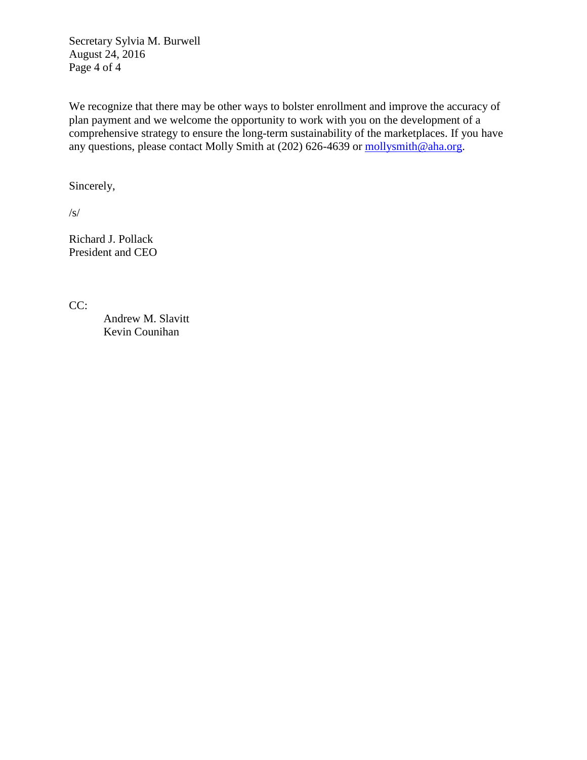We recognize that there may be other ways to bolster enrollment and improve the accuracy of plan payment and we welcome the opportunity to work with you on the development of a comprehensive strategy to ensure the long-term sustainability of the marketplaces. If you have any questions, please contact Molly Smith at (202) 626-4639 or mollysmith@aha.org.

Sincerely,

/s/

Richard J. Pollack
President and CEO

CC:
Andrew M. Slavitt
Kevin Counihan